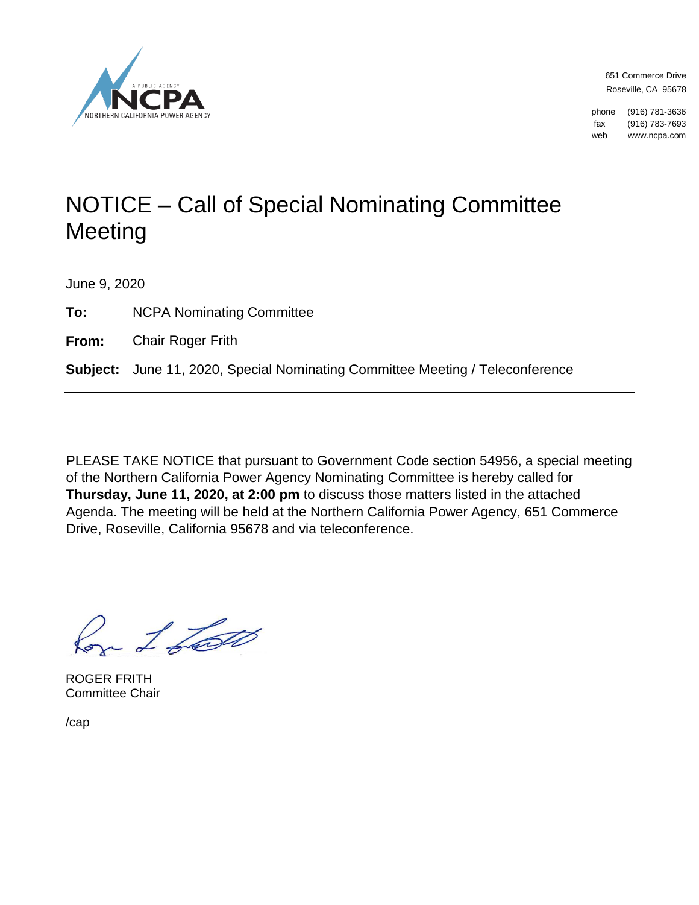A PUBLIC AGENCY
**NCPA**
NORTHERN CALIFORNIA POWER AGENCY

651 Commerce Drive
Roseville, CA 95678

phone (916) 781-3636
fax (916) 783-7693
web www.ncpa.com

# NOTICE – Call of Special Nominating Committee Meeting

June 9, 2020

**To:** NCPA Nominating Committee

**From:** Chair Roger Frith

**Subject:** June 11, 2020, Special Nominating Committee Meeting / Teleconference

---

PLEASE TAKE NOTICE that pursuant to Government Code section 54956, a special meeting of the Northern California Power Agency Nominating Committee is hereby called for **Thursday, June 11, 2020, at 2:00 pm** to discuss those matters listed in the attached Agenda. The meeting will be held at the Northern California Power Agency, 651 Commerce Drive, Roseville, California 95678 and via teleconference.

ROGER FRITH
Committee Chair

/cap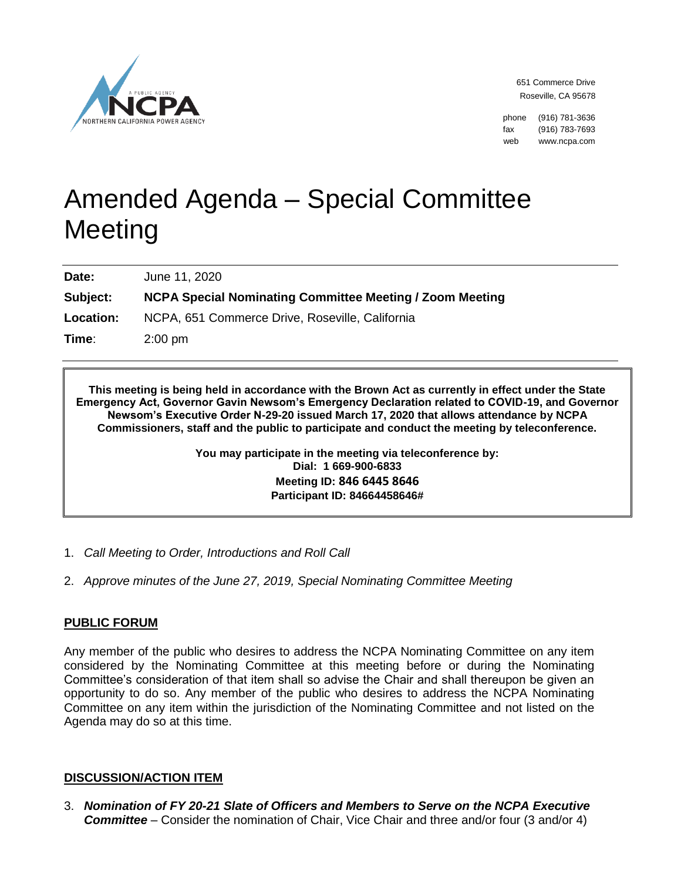651 Commerce Drive
Roseville, CA 95678

phone (916) 781-3636
fax (916) 783-7693
web www.ncpa.com

# Amended Agenda – Special Committee Meeting

**Date:** June 11, 2020

**Subject:** **NCPA Special Nominating Committee Meeting / Zoom Meeting**

**Location:** NCPA, 651 Commerce Drive, Roseville, California

**Time:** 2:00 pm

---

**This meeting is being held in accordance with the Brown Act as currently in effect under the State Emergency Act, Governor Gavin Newsom's Emergency Declaration related to COVID-19, and Governor Newsom's Executive Order N-29-20 issued March 17, 2020 that allows attendance by NCPA Commissioners, staff and the public to participate and conduct the meeting by teleconference.**

**You may participate in the meeting via teleconference by:**
**Dial: 1 669-900-6833**
**Meeting ID: 846 6445 8646**
**Participant ID: 84664458646#**

---

1. *Call Meeting to Order, Introductions and Roll Call*

2. *Approve minutes of the June 27, 2019, Special Nominating Committee Meeting*

## PUBLIC FORUM

Any member of the public who desires to address the NCPA Nominating Committee on any item considered by the Nominating Committee at this meeting before or during the Nominating Committee's consideration of that item shall so advise the Chair and shall thereupon be given an opportunity to do so. Any member of the public who desires to address the NCPA Nominating Committee on any item within the jurisdiction of the Nominating Committee and not listed on the Agenda may do so at this time.

## DISCUSSION/ACTION ITEM

3. ***Nomination of FY 20-21 Slate of Officers and Members to Serve on the NCPA Executive Committee*** – Consider the nomination of Chair, Vice Chair and three and/or four (3 and/or 4)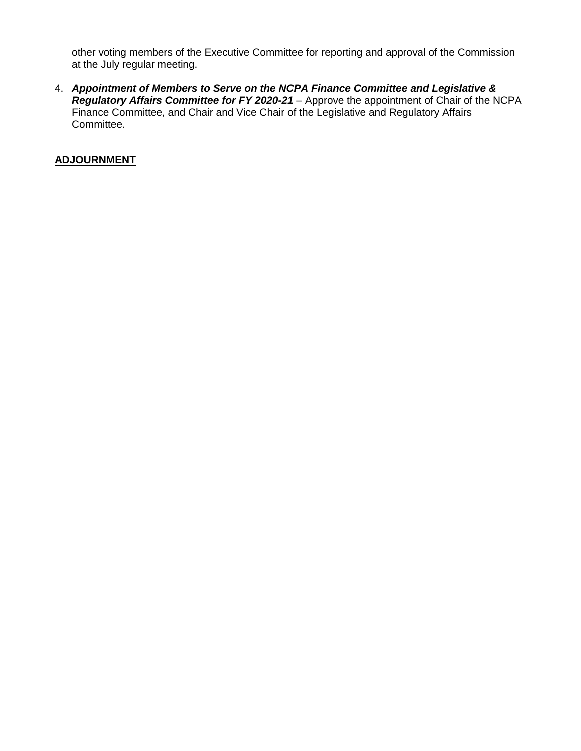other voting members of the Executive Committee for reporting and approval of the Commission at the July regular meeting.

4. ***Appointment of Members to Serve on the NCPA Finance Committee and Legislative & Regulatory Affairs Committee for FY 2020-21*** – Approve the appointment of Chair of the NCPA Finance Committee, and Chair and Vice Chair of the Legislative and Regulatory Affairs Committee.

**ADJOURNMENT**